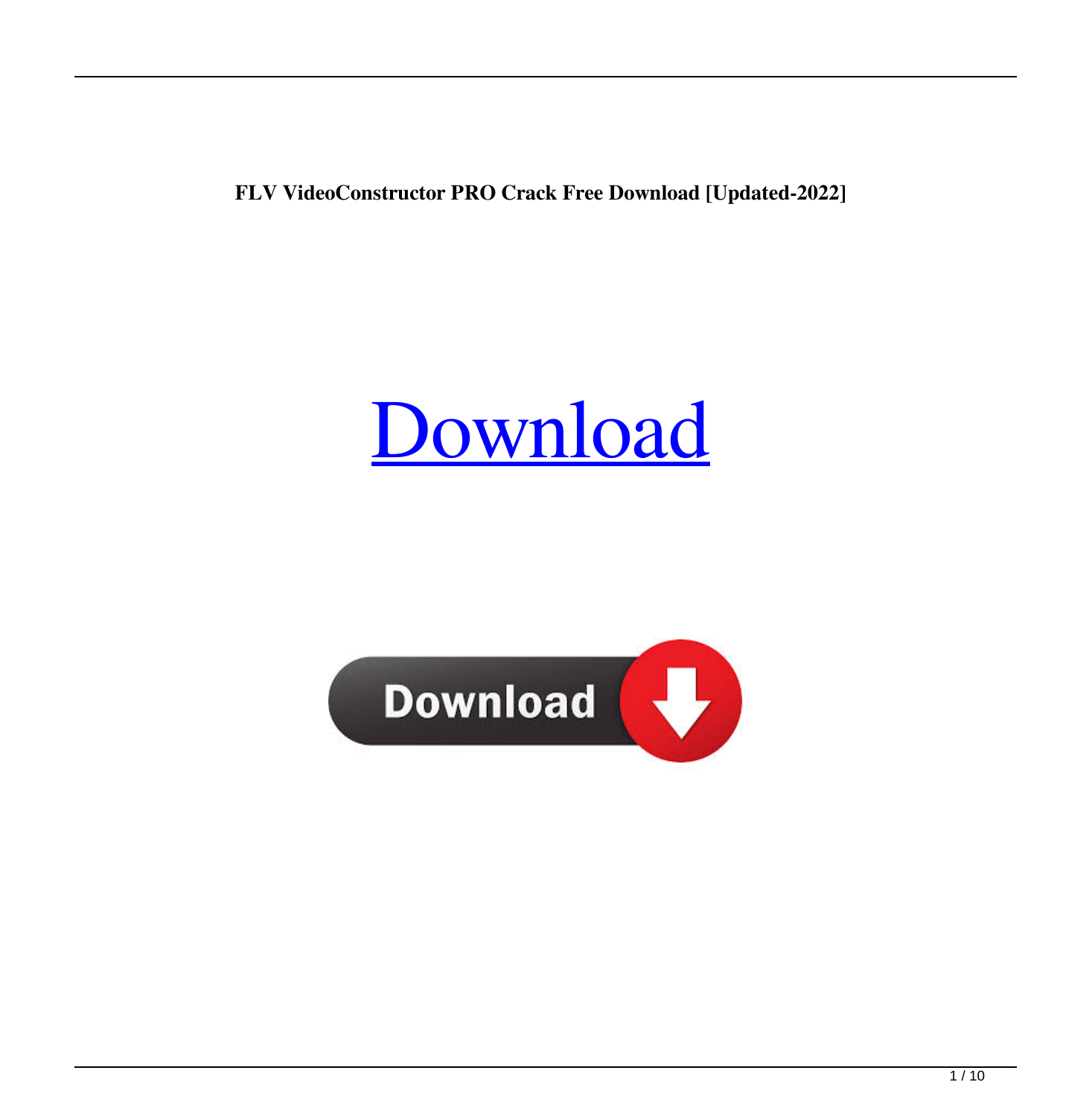**FLV VideoConstructor PRO Crack Free Download [Updated-2022]**

# [Download](#)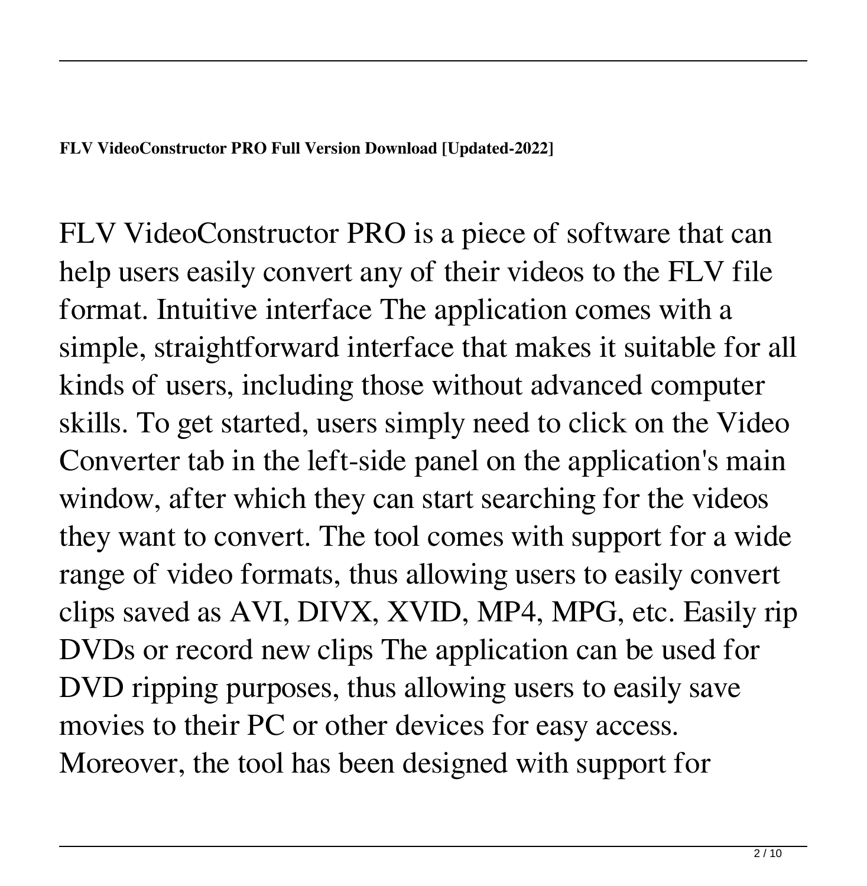**FLV VideoConstructor PRO Full Version Download [Updated-2022]**

FLV VideoConstructor PRO is a piece of software that can help users easily convert any of their videos to the FLV file format. Intuitive interface The application comes with a simple, straightforward interface that makes it suitable for all kinds of users, including those without advanced computer skills. To get started, users simply need to click on the Video Converter tab in the left-side panel on the application's main window, after which they can start searching for the videos they want to convert. The tool comes with support for a wide range of video formats, thus allowing users to easily convert clips saved as AVI, DIVX, XVID, MP4, MPG, etc. Easily rip DVDs or record new clips The application can be used for DVD ripping purposes, thus allowing users to easily save movies to their PC or other devices for easy access. Moreover, the tool has been designed with support for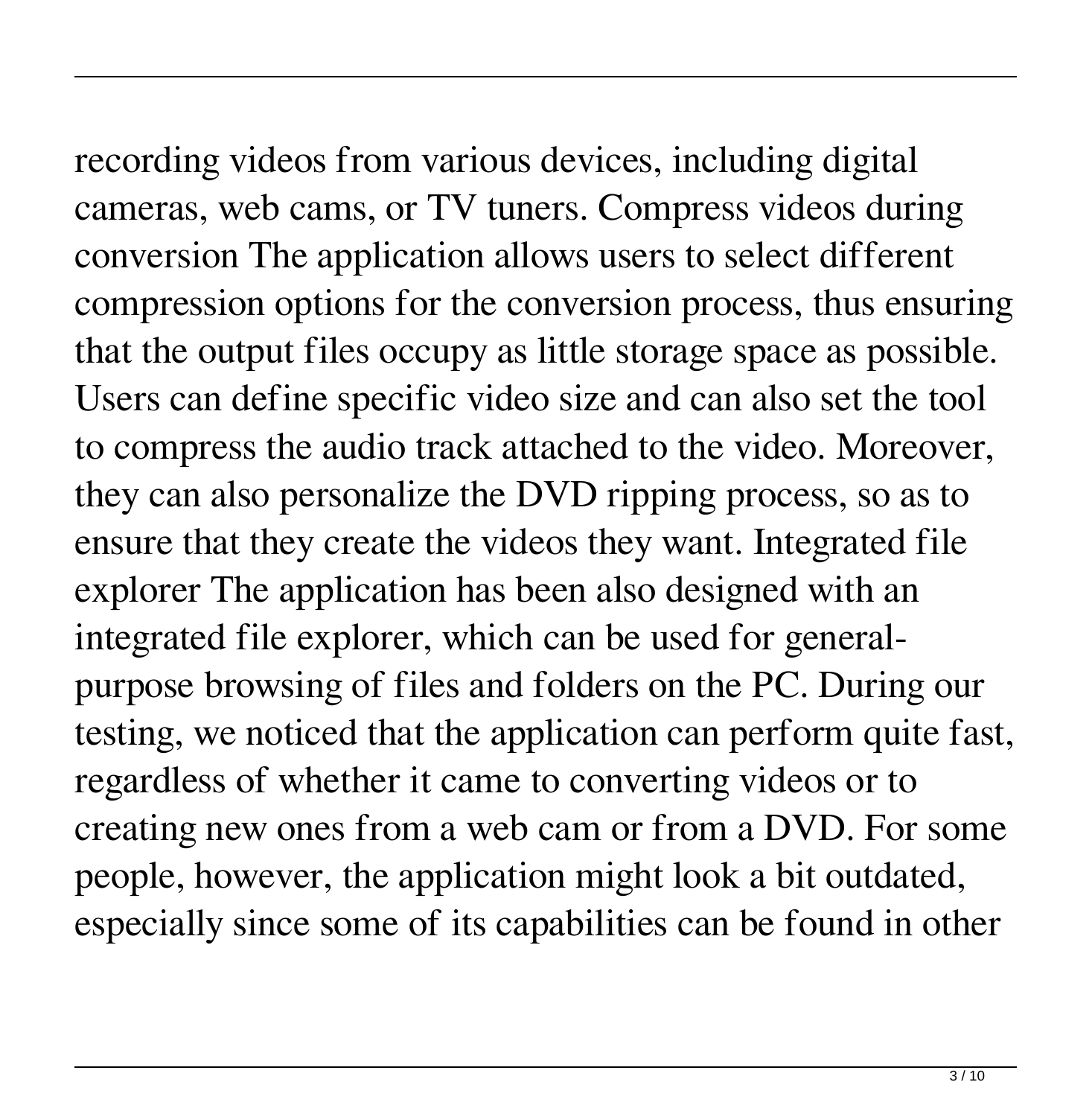recording videos from various devices, including digital cameras, web cams, or TV tuners. Compress videos during conversion The application allows users to select different compression options for the conversion process, thus ensuring that the output files occupy as little storage space as possible. Users can define specific video size and can also set the tool to compress the audio track attached to the video. Moreover, they can also personalize the DVD ripping process, so as to ensure that they create the videos they want. Integrated file explorer The application has been also designed with an integrated file explorer, which can be used for general-purpose browsing of files and folders on the PC. During our testing, we noticed that the application can perform quite fast, regardless of whether it came to converting videos or to creating new ones from a web cam or from a DVD. For some people, however, the application might look a bit outdated, especially since some of its capabilities can be found in other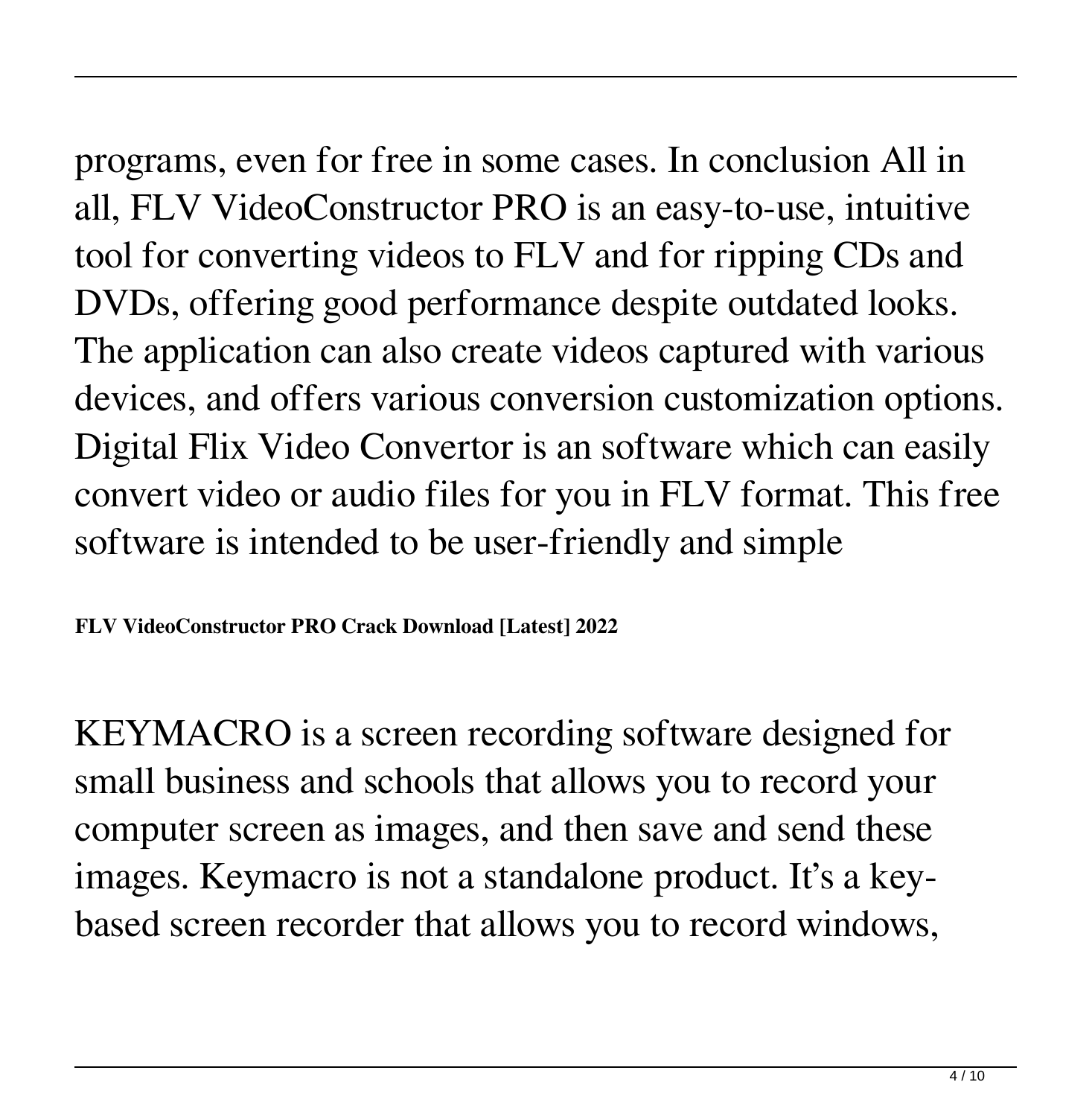programs, even for free in some cases. In conclusion All in all, FLV VideoConstructor PRO is an easy-to-use, intuitive tool for converting videos to FLV and for ripping CDs and DVDs, offering good performance despite outdated looks. The application can also create videos captured with various devices, and offers various conversion customization options. Digital Flix Video Convertor is an software which can easily convert video or audio files for you in FLV format. This free software is intended to be user-friendly and simple

**FLV VideoConstructor PRO Crack Download [Latest] 2022**

KEYMACRO is a screen recording software designed for small business and schools that allows you to record your computer screen as images, and then save and send these images. Keymacro is not a standalone product. It's a key-based screen recorder that allows you to record windows,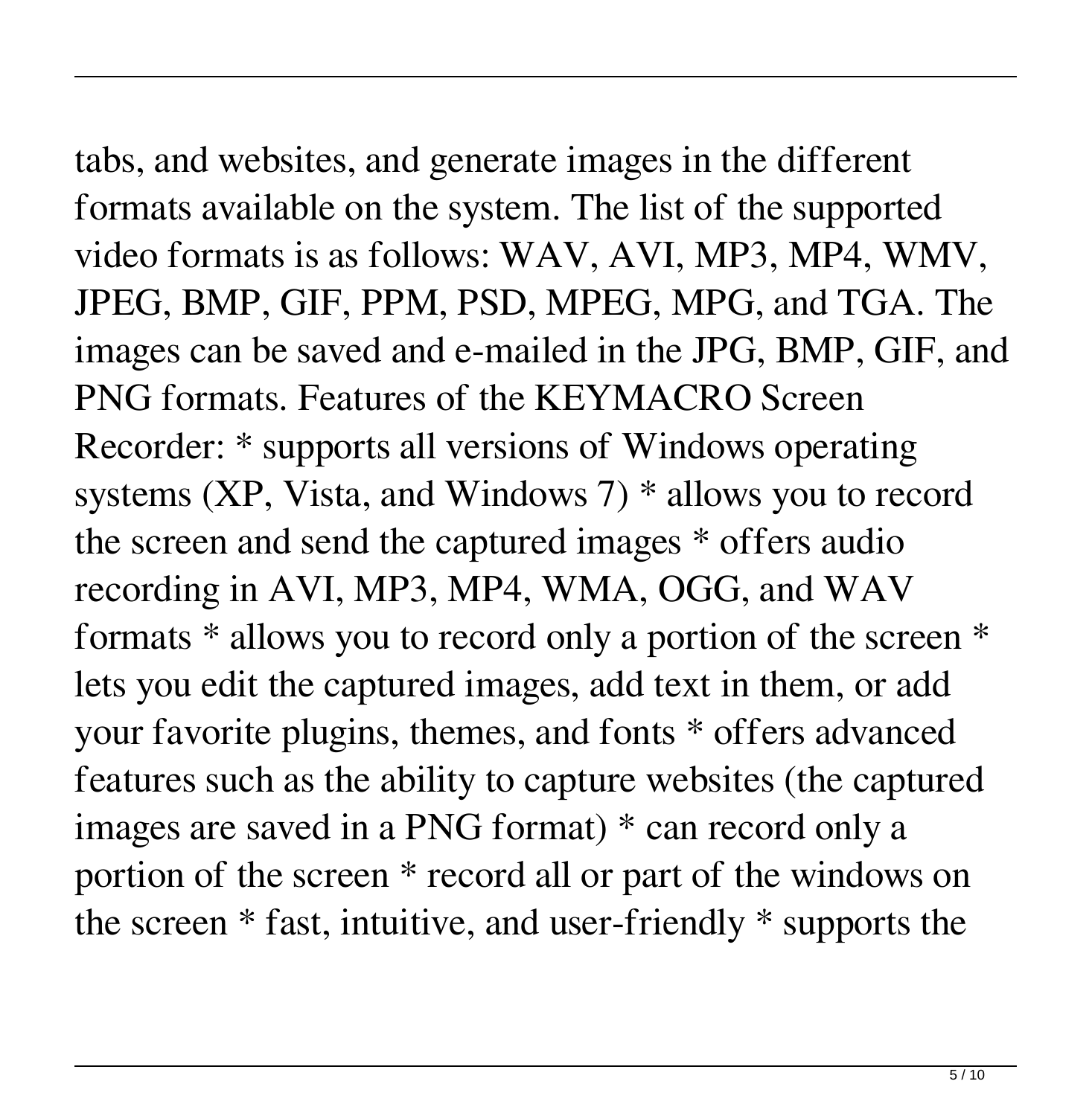tabs, and websites, and generate images in the different formats available on the system. The list of the supported video formats is as follows: WAV, AVI, MP3, MP4, WMV, JPEG, BMP, GIF, PPM, PSD, MPEG, MPG, and TGA. The images can be saved and e-mailed in the JPG, BMP, GIF, and PNG formats. Features of the KEYMACRO Screen Recorder: * supports all versions of Windows operating systems (XP, Vista, and Windows 7) * allows you to record the screen and send the captured images * offers audio recording in AVI, MP3, MP4, WMA, OGG, and WAV formats * allows you to record only a portion of the screen * lets you edit the captured images, add text in them, or add your favorite plugins, themes, and fonts * offers advanced features such as the ability to capture websites (the captured images are saved in a PNG format) * can record only a portion of the screen * record all or part of the windows on the screen * fast, intuitive, and user-friendly * supports the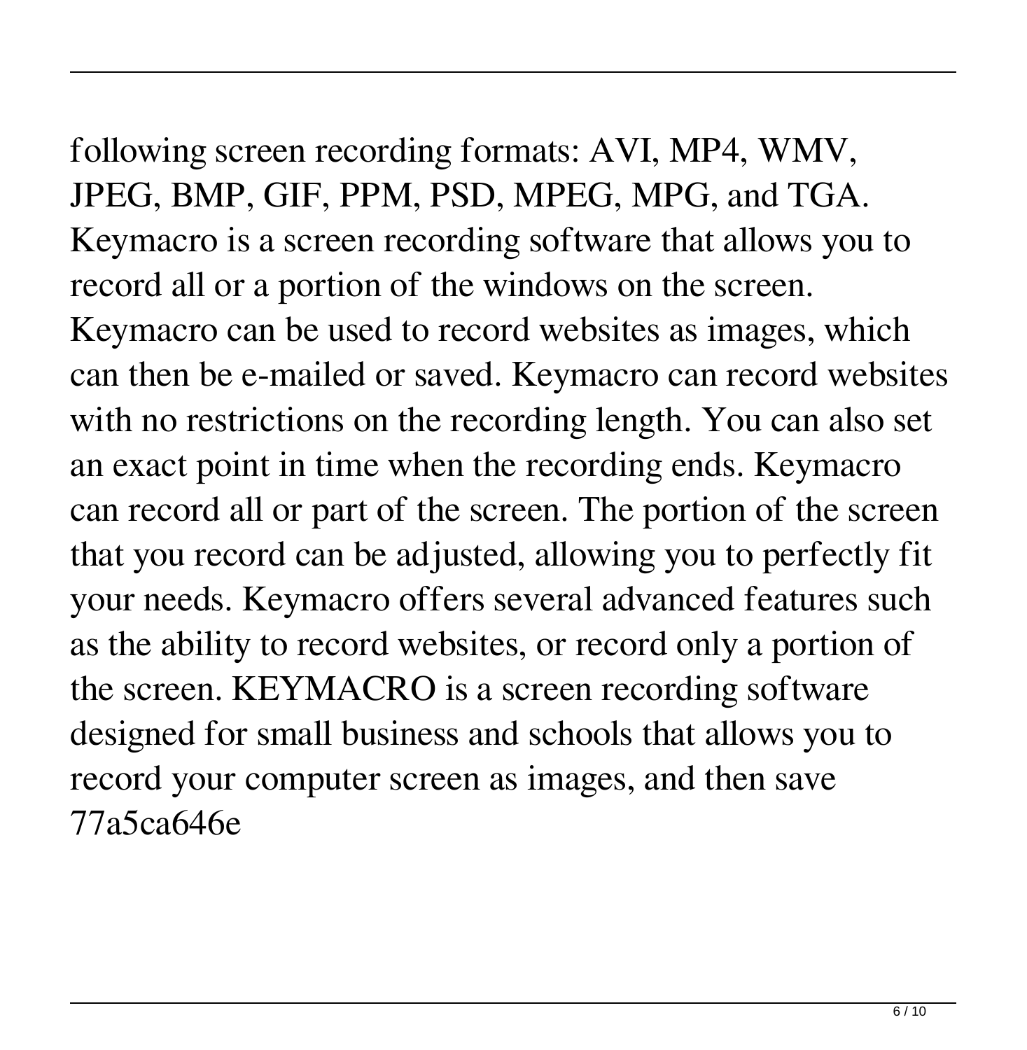following screen recording formats: AVI, MP4, WMV, JPEG, BMP, GIF, PPM, PSD, MPEG, MPG, and TGA. Keymacro is a screen recording software that allows you to record all or a portion of the windows on the screen. Keymacro can be used to record websites as images, which can then be e-mailed or saved. Keymacro can record websites with no restrictions on the recording length. You can also set an exact point in time when the recording ends. Keymacro can record all or part of the screen. The portion of the screen that you record can be adjusted, allowing you to perfectly fit your needs. Keymacro offers several advanced features such as the ability to record websites, or record only a portion of the screen. KEYMACRO is a screen recording software designed for small business and schools that allows you to record your computer screen as images, and then save 77a5ca646e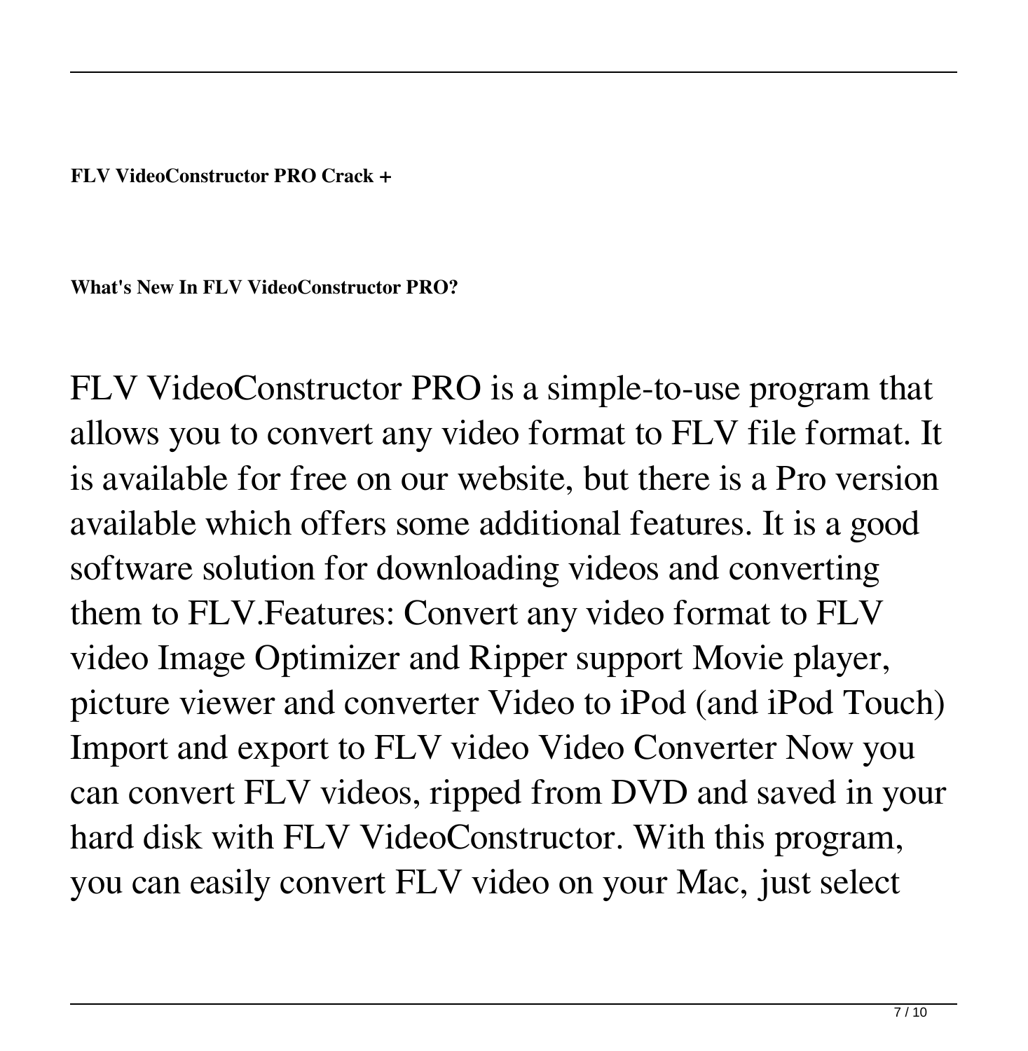**FLV VideoConstructor PRO Crack +**

**What's New In FLV VideoConstructor PRO?**

FLV VideoConstructor PRO is a simple-to-use program that allows you to convert any video format to FLV file format. It is available for free on our website, but there is a Pro version available which offers some additional features. It is a good software solution for downloading videos and converting them to FLV.Features: Convert any video format to FLV video Image Optimizer and Ripper support Movie player, picture viewer and converter Video to iPod (and iPod Touch) Import and export to FLV video Video Converter Now you can convert FLV videos, ripped from DVD and saved in your hard disk with FLV VideoConstructor. With this program, you can easily convert FLV video on your Mac, just select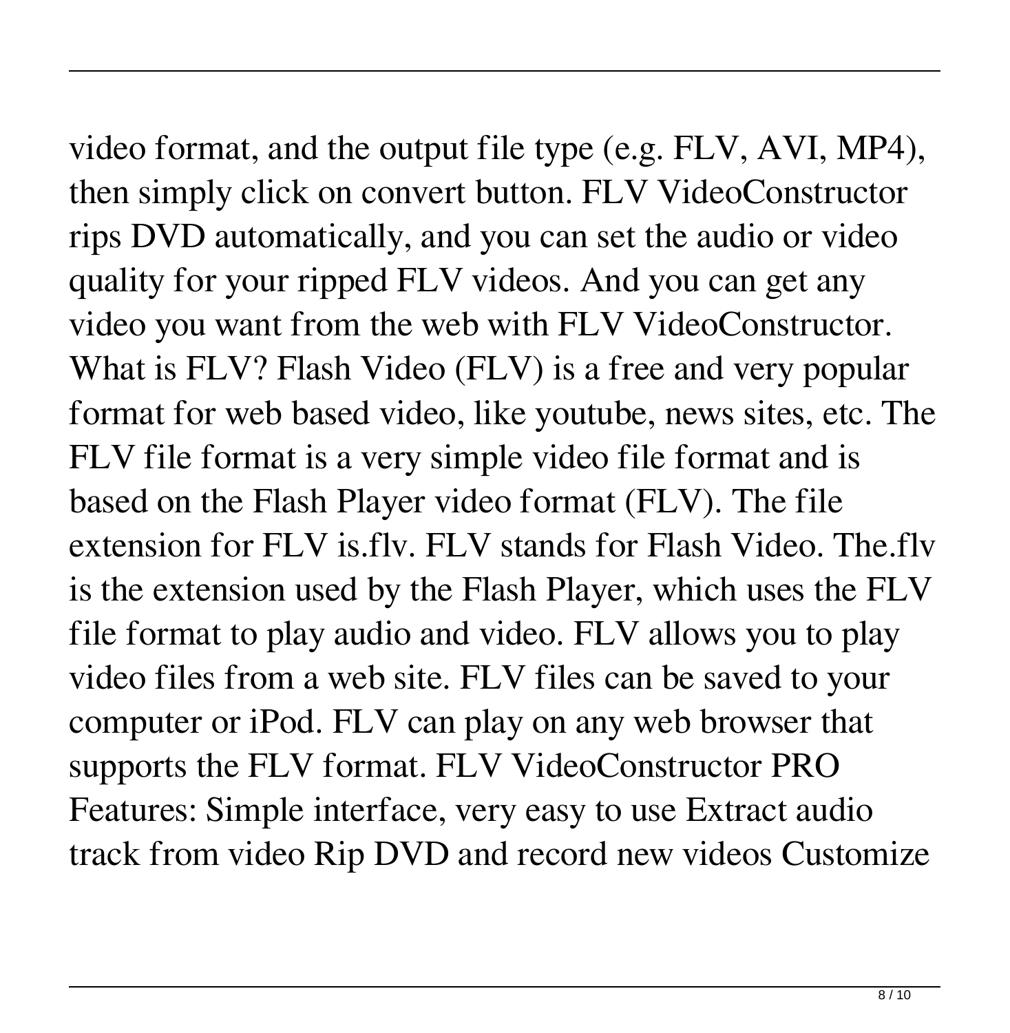video format, and the output file type (e.g. FLV, AVI, MP4), then simply click on convert button. FLV VideoConstructor rips DVD automatically, and you can set the audio or video quality for your ripped FLV videos. And you can get any video you want from the web with FLV VideoConstructor. What is FLV? Flash Video (FLV) is a free and very popular format for web based video, like youtube, news sites, etc. The FLV file format is a very simple video file format and is based on the Flash Player video format (FLV). The file extension for FLV is.flv. FLV stands for Flash Video. The.flv is the extension used by the Flash Player, which uses the FLV file format to play audio and video. FLV allows you to play video files from a web site. FLV files can be saved to your computer or iPod. FLV can play on any web browser that supports the FLV format. FLV VideoConstructor PRO Features: Simple interface, very easy to use Extract audio track from video Rip DVD and record new videos Customize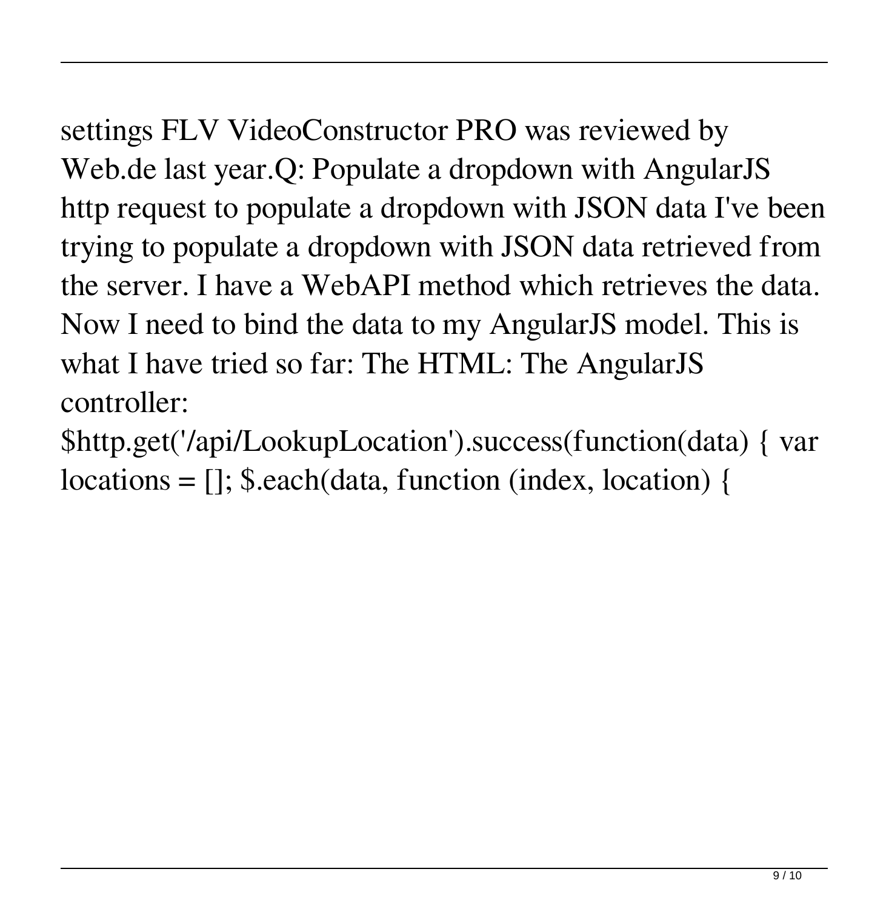settings FLV VideoConstructor PRO was reviewed by Web.de last year.Q: Populate a dropdown with AngularJS http request to populate a dropdown with JSON data I've been trying to populate a dropdown with JSON data retrieved from the server. I have a WebAPI method which retrieves the data. Now I need to bind the data to my AngularJS model. This is what I have tried so far: The HTML: The AngularJS controller: $http.get('/api/LookupLocation').success(function(data) { var locations = []; $.each(data, function (index, location) {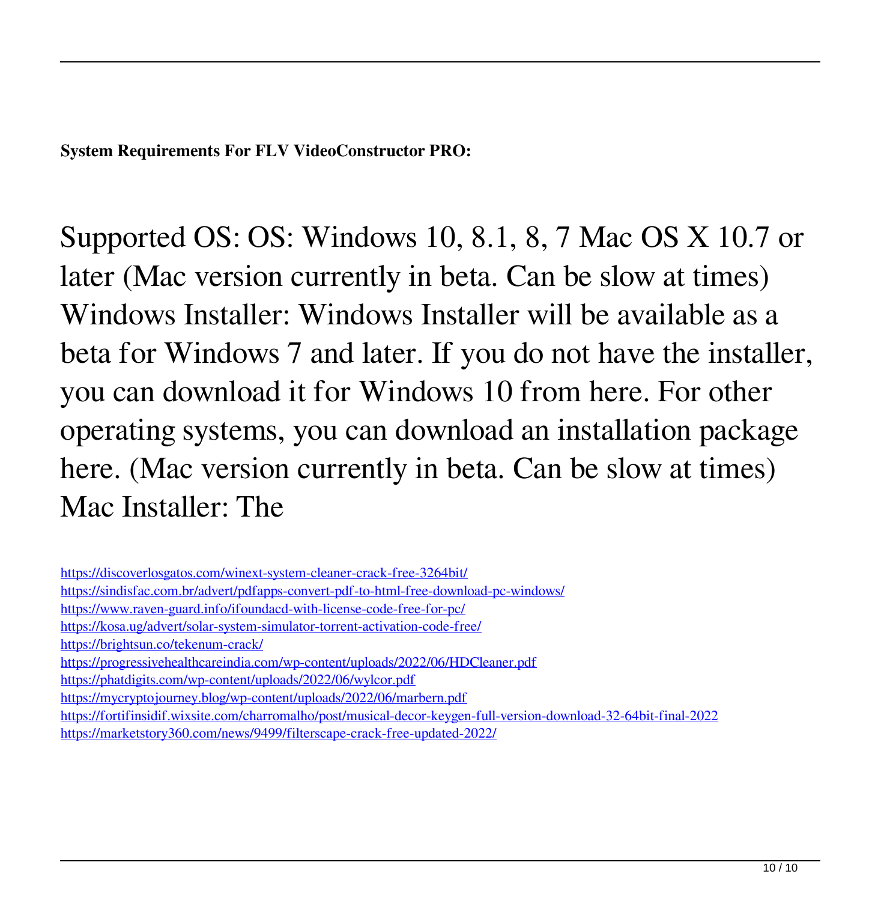**System Requirements For FLV VideoConstructor PRO:**

Supported OS: OS: Windows 10, 8.1, 8, 7 Mac OS X 10.7 or later (Mac version currently in beta. Can be slow at times) Windows Installer: Windows Installer will be available as a beta for Windows 7 and later. If you do not have the installer, you can download it for Windows 10 from here. For other operating systems, you can download an installation package here. (Mac version currently in beta. Can be slow at times) Mac Installer: The

https://discoverlosgatos.com/winext-system-cleaner-crack-free-3264bit/
https://sindisfac.com.br/advert/pdfapps-convert-pdf-to-html-free-download-pc-windows/
https://www.raven-guard.info/ifoundacd-with-license-code-free-for-pc/
https://kosa.ug/advert/solar-system-simulator-torrent-activation-code-free/
https://brightsun.co/tekenum-crack/
https://progressivehealthcareindia.com/wp-content/uploads/2022/06/HDCleaner.pdf
https://phatdigits.com/wp-content/uploads/2022/06/wylcor.pdf
https://mycryptojourney.blog/wp-content/uploads/2022/06/marbern.pdf
https://fortifinsidif.wixsite.com/charromalho/post/musical-decor-keygen-full-version-download-32-64bit-final-2022
https://marketstory360.com/news/9499/filterscape-crack-free-updated-2022/